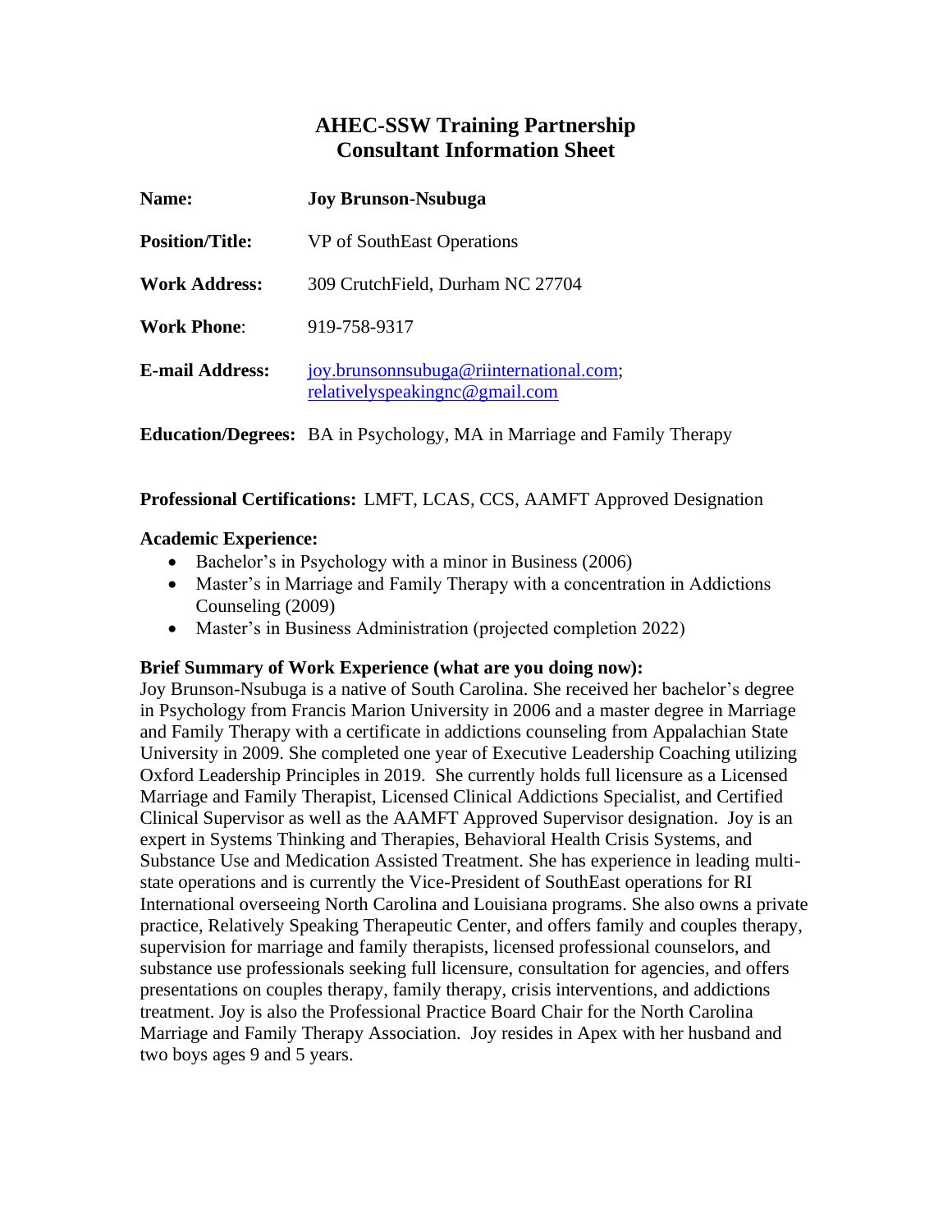# AHEC-SSW Training Partnership
# Consultant Information Sheet

**Name:** **Joy Brunson-Nsubuga**

**Position/Title:** VP of SouthEast Operations

**Work Address:** 309 CrutchField, Durham NC 27704

**Work Phone**: 919-758-9317

**E-mail Address:** joy.brunsonnsubuga@riinternational.com; relativelyspeakingnc@gmail.com

**Education/Degrees:** BA in Psychology, MA in Marriage and Family Therapy

**Professional Certifications:** LMFT, LCAS, CCS, AAMFT Approved Designation

**Academic Experience:**

- Bachelor's in Psychology with a minor in Business (2006)
- Master's in Marriage and Family Therapy with a concentration in Addictions Counseling (2009)
- Master's in Business Administration (projected completion 2022)

**Brief Summary of Work Experience (what are you doing now):**

Joy Brunson-Nsubuga is a native of South Carolina. She received her bachelor's degree in Psychology from Francis Marion University in 2006 and a master degree in Marriage and Family Therapy with a certificate in addictions counseling from Appalachian State University in 2009. She completed one year of Executive Leadership Coaching utilizing Oxford Leadership Principles in 2019. She currently holds full licensure as a Licensed Marriage and Family Therapist, Licensed Clinical Addictions Specialist, and Certified Clinical Supervisor as well as the AAMFT Approved Supervisor designation. Joy is an expert in Systems Thinking and Therapies, Behavioral Health Crisis Systems, and Substance Use and Medication Assisted Treatment. She has experience in leading multi-state operations and is currently the Vice-President of SouthEast operations for RI International overseeing North Carolina and Louisiana programs. She also owns a private practice, Relatively Speaking Therapeutic Center, and offers family and couples therapy, supervision for marriage and family therapists, licensed professional counselors, and substance use professionals seeking full licensure, consultation for agencies, and offers presentations on couples therapy, family therapy, crisis interventions, and addictions treatment. Joy is also the Professional Practice Board Chair for the North Carolina Marriage and Family Therapy Association. Joy resides in Apex with her husband and two boys ages 9 and 5 years.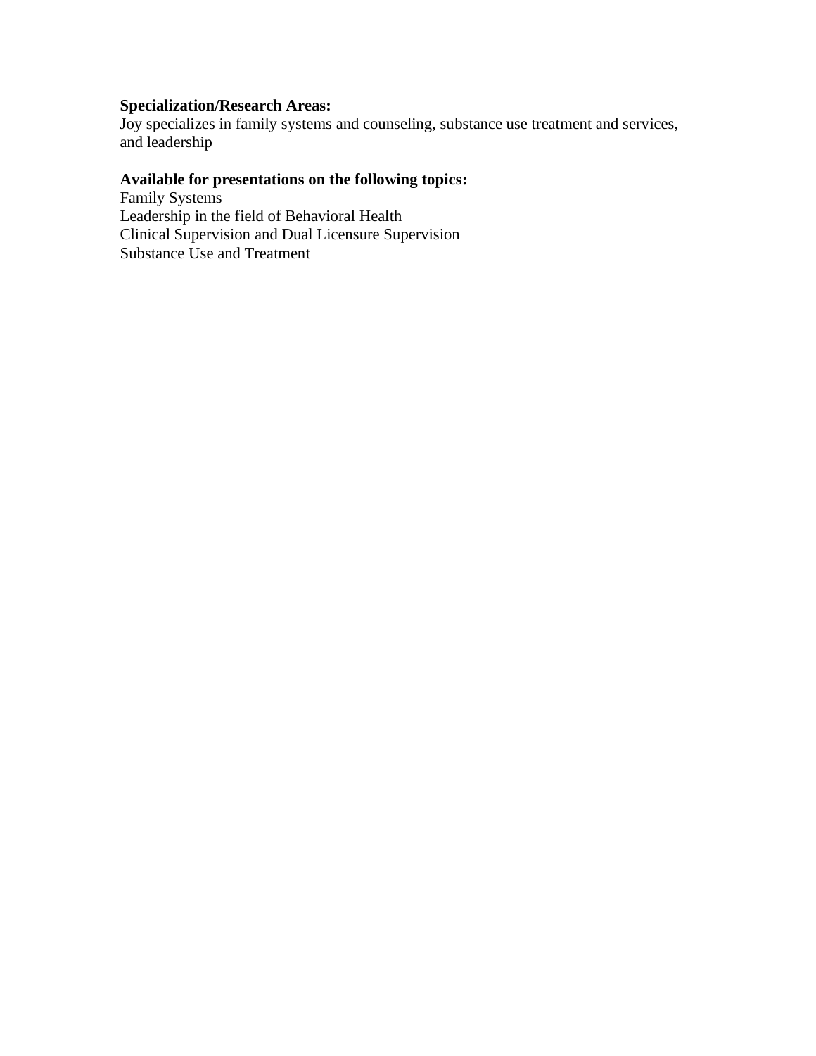**Specialization/Research Areas:**
Joy specializes in family systems and counseling, substance use treatment and services, and leadership

**Available for presentations on the following topics:**
Family Systems
Leadership in the field of Behavioral Health
Clinical Supervision and Dual Licensure Supervision
Substance Use and Treatment